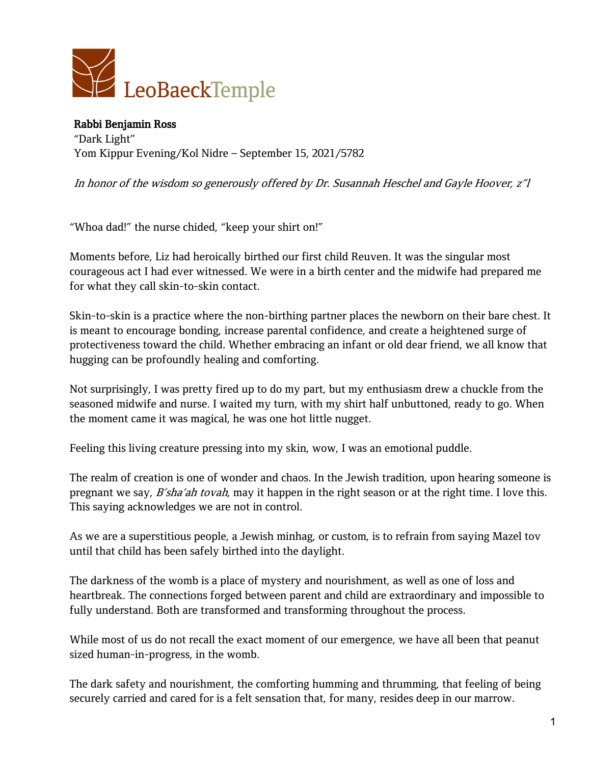LeoBaeckTemple

**Rabbi Benjamin Ross**
"Dark Light"
Yom Kippur Evening/Kol Nidre – September 15, 2021/5782

*In honor of the wisdom so generously offered by Dr. Susannah Heschel and Gayle Hoover, z"l*

"Whoa dad!" the nurse chided, "keep your shirt on!"

Moments before, Liz had heroically birthed our first child Reuven. It was the singular most courageous act I had ever witnessed. We were in a birth center and the midwife had prepared me for what they call skin-to-skin contact.

Skin-to-skin is a practice where the non-birthing partner places the newborn on their bare chest. It is meant to encourage bonding, increase parental confidence, and create a heightened surge of protectiveness toward the child. Whether embracing an infant or old dear friend, we all know that hugging can be profoundly healing and comforting.

Not surprisingly, I was pretty fired up to do my part, but my enthusiasm drew a chuckle from the seasoned midwife and nurse. I waited my turn, with my shirt half unbuttoned, ready to go. When the moment came it was magical, he was one hot little nugget.

Feeling this living creature pressing into my skin, wow, I was an emotional puddle.

The realm of creation is one of wonder and chaos. In the Jewish tradition, upon hearing someone is pregnant we say, *B'sha'ah tovah*, may it happen in the right season or at the right time. I love this. This saying acknowledges we are not in control.

As we are a superstitious people, a Jewish minhag, or custom, is to refrain from saying Mazel tov until that child has been safely birthed into the daylight.

The darkness of the womb is a place of mystery and nourishment, as well as one of loss and heartbreak. The connections forged between parent and child are extraordinary and impossible to fully understand. Both are transformed and transforming throughout the process.

While most of us do not recall the exact moment of our emergence, we have all been that peanut sized human-in-progress, in the womb.

The dark safety and nourishment, the comforting humming and thrumming, that feeling of being securely carried and cared for is a felt sensation that, for many, resides deep in our marrow.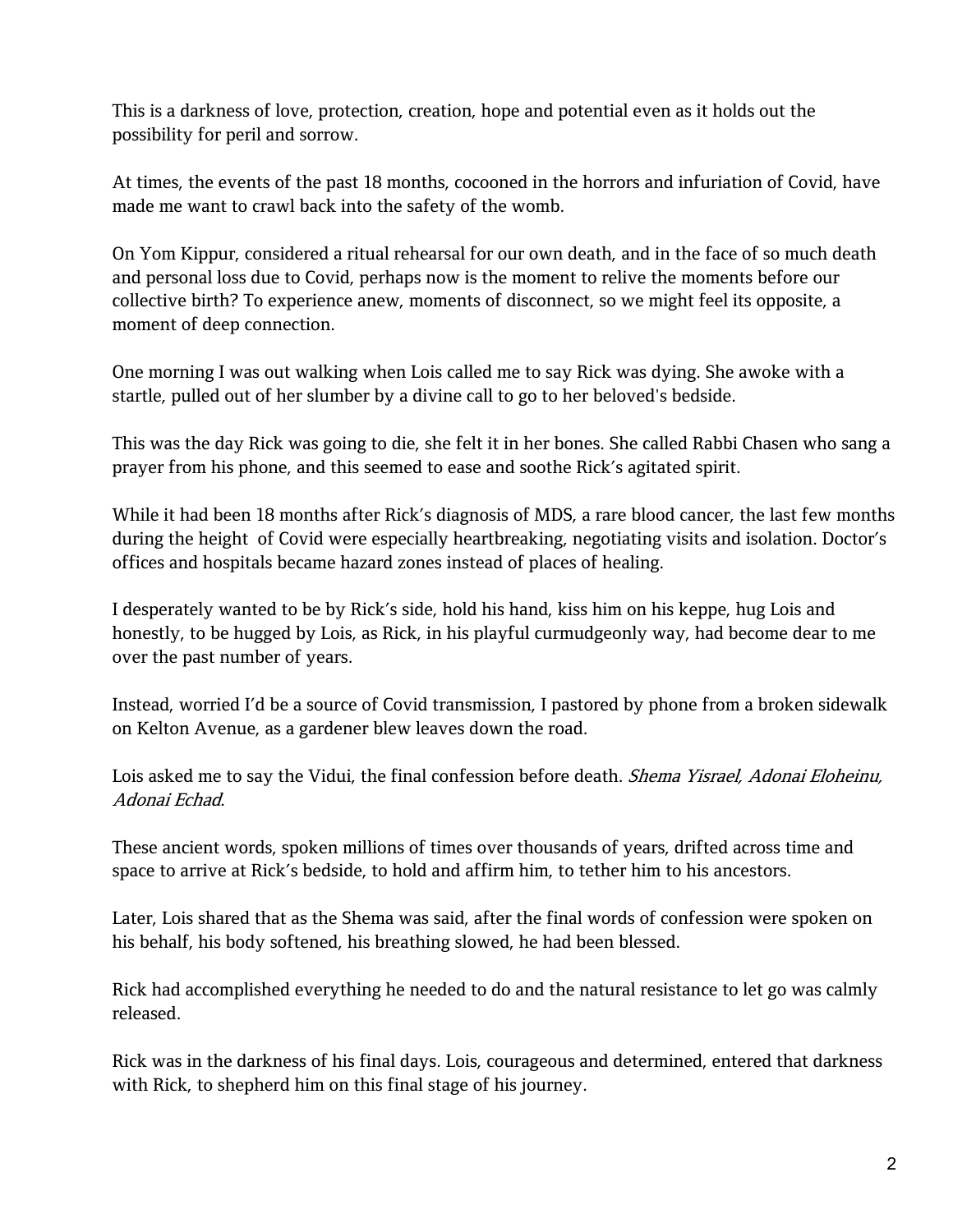This is a darkness of love, protection, creation, hope and potential even as it holds out the possibility for peril and sorrow.

At times, the events of the past 18 months, cocooned in the horrors and infuriation of Covid, have made me want to crawl back into the safety of the womb.

On Yom Kippur, considered a ritual rehearsal for our own death, and in the face of so much death and personal loss due to Covid, perhaps now is the moment to relive the moments before our collective birth? To experience anew, moments of disconnect, so we might feel its opposite, a moment of deep connection.

One morning I was out walking when Lois called me to say Rick was dying. She awoke with a startle, pulled out of her slumber by a divine call to go to her beloved's bedside.

This was the day Rick was going to die, she felt it in her bones. She called Rabbi Chasen who sang a prayer from his phone, and this seemed to ease and soothe Rick's agitated spirit.

While it had been 18 months after Rick's diagnosis of MDS, a rare blood cancer, the last few months during the height of Covid were especially heartbreaking, negotiating visits and isolation. Doctor's offices and hospitals became hazard zones instead of places of healing.

I desperately wanted to be by Rick's side, hold his hand, kiss him on his keppe, hug Lois and honestly, to be hugged by Lois, as Rick, in his playful curmudgeonly way, had become dear to me over the past number of years.

Instead, worried I'd be a source of Covid transmission, I pastored by phone from a broken sidewalk on Kelton Avenue, as a gardener blew leaves down the road.

Lois asked me to say the Vidui, the final confession before death. *Shema Yisrael, Adonai Eloheinu, Adonai Echad*.

These ancient words, spoken millions of times over thousands of years, drifted across time and space to arrive at Rick's bedside, to hold and affirm him, to tether him to his ancestors.

Later, Lois shared that as the Shema was said, after the final words of confession were spoken on his behalf, his body softened, his breathing slowed, he had been blessed.

Rick had accomplished everything he needed to do and the natural resistance to let go was calmly released.

Rick was in the darkness of his final days. Lois, courageous and determined, entered that darkness with Rick, to shepherd him on this final stage of his journey.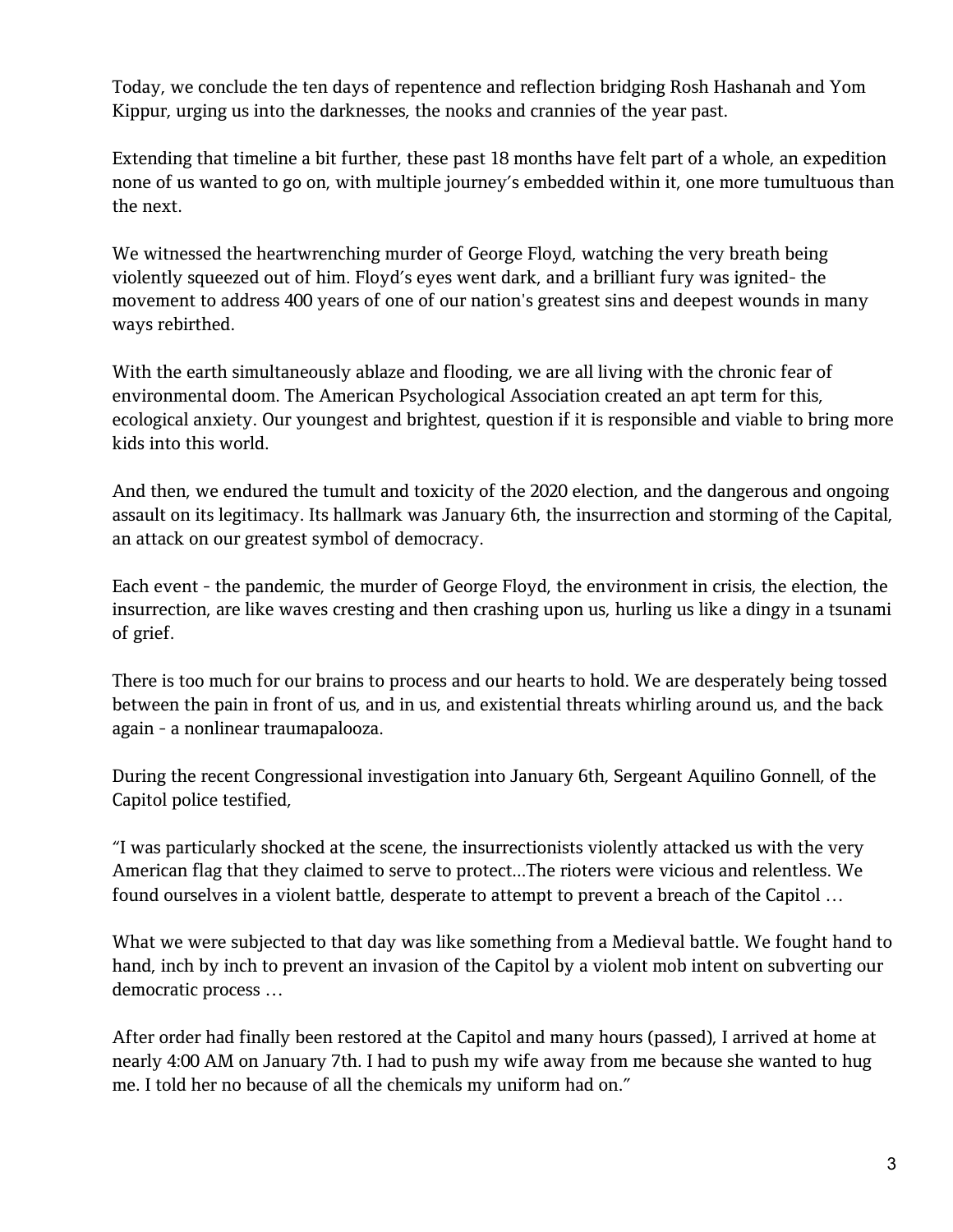Today, we conclude the ten days of repentence and reflection bridging Rosh Hashanah and Yom Kippur, urging us into the darknesses, the nooks and crannies of the year past.

Extending that timeline a bit further, these past 18 months have felt part of a whole, an expedition none of us wanted to go on, with multiple journey's embedded within it, one more tumultuous than the next.

We witnessed the heartwrenching murder of George Floyd, watching the very breath being violently squeezed out of him. Floyd's eyes went dark, and a brilliant fury was ignited- the movement to address 400 years of one of our nation's greatest sins and deepest wounds in many ways rebirthed.

With the earth simultaneously ablaze and flooding, we are all living with the chronic fear of environmental doom. The American Psychological Association created an apt term for this, ecological anxiety. Our youngest and brightest, question if it is responsible and viable to bring more kids into this world.

And then, we endured the tumult and toxicity of the 2020 election, and the dangerous and ongoing assault on its legitimacy. Its hallmark was January 6th, the insurrection and storming of the Capital, an attack on our greatest symbol of democracy.

Each event - the pandemic, the murder of George Floyd, the environment in crisis, the election, the insurrection, are like waves cresting and then crashing upon us, hurling us like a dingy in a tsunami of grief.

There is too much for our brains to process and our hearts to hold. We are desperately being tossed between the pain in front of us, and in us, and existential threats whirling around us, and the back again - a nonlinear traumapalooza.

During the recent Congressional investigation into January 6th, Sergeant Aquilino Gonnell, of the Capitol police testified,

"I was particularly shocked at the scene, the insurrectionists violently attacked us with the very American flag that they claimed to serve to protect...The rioters were vicious and relentless. We found ourselves in a violent battle, desperate to attempt to prevent a breach of the Capitol …

What we were subjected to that day was like something from a Medieval battle. We fought hand to hand, inch by inch to prevent an invasion of the Capitol by a violent mob intent on subverting our democratic process …

After order had finally been restored at the Capitol and many hours (passed), I arrived at home at nearly 4:00 AM on January 7th. I had to push my wife away from me because she wanted to hug me. I told her no because of all the chemicals my uniform had on."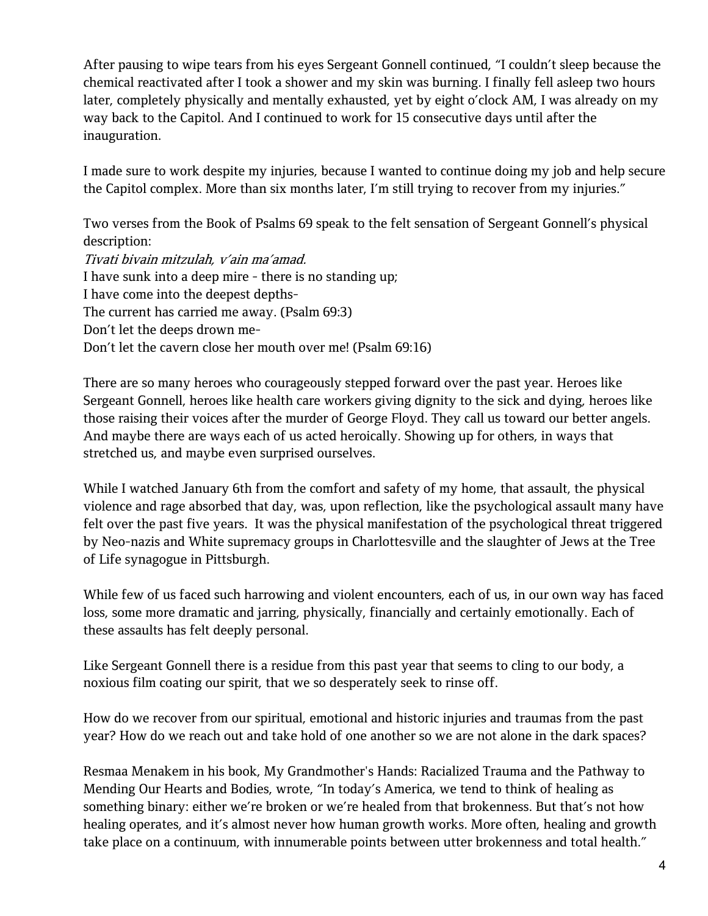After pausing to wipe tears from his eyes Sergeant Gonnell continued, "I couldn't sleep because the chemical reactivated after I took a shower and my skin was burning. I finally fell asleep two hours later, completely physically and mentally exhausted, yet by eight o'clock AM, I was already on my way back to the Capitol. And I continued to work for 15 consecutive days until after the inauguration.

I made sure to work despite my injuries, because I wanted to continue doing my job and help secure the Capitol complex. More than six months later, I'm still trying to recover from my injuries."

Two verses from the Book of Psalms 69 speak to the felt sensation of Sergeant Gonnell's physical description:
*Tivati bivain mitzulah, v'ain ma'amad.*
I have sunk into a deep mire - there is no standing up;
I have come into the deepest depths-
The current has carried me away. (Psalm 69:3)
Don't let the deeps drown me-
Don't let the cavern close her mouth over me! (Psalm 69:16)

There are so many heroes who courageously stepped forward over the past year. Heroes like Sergeant Gonnell, heroes like health care workers giving dignity to the sick and dying, heroes like those raising their voices after the murder of George Floyd. They call us toward our better angels. And maybe there are ways each of us acted heroically. Showing up for others, in ways that stretched us, and maybe even surprised ourselves.

While I watched January 6th from the comfort and safety of my home, that assault, the physical violence and rage absorbed that day, was, upon reflection, like the psychological assault many have felt over the past five years. It was the physical manifestation of the psychological threat triggered by Neo-nazis and White supremacy groups in Charlottesville and the slaughter of Jews at the Tree of Life synagogue in Pittsburgh.

While few of us faced such harrowing and violent encounters, each of us, in our own way has faced loss, some more dramatic and jarring, physically, financially and certainly emotionally. Each of these assaults has felt deeply personal.

Like Sergeant Gonnell there is a residue from this past year that seems to cling to our body, a noxious film coating our spirit, that we so desperately seek to rinse off.

How do we recover from our spiritual, emotional and historic injuries and traumas from the past year? How do we reach out and take hold of one another so we are not alone in the dark spaces?

Resmaa Menakem in his book, My Grandmother's Hands: Racialized Trauma and the Pathway to Mending Our Hearts and Bodies, wrote, "In today's America, we tend to think of healing as something binary: either we're broken or we're healed from that brokenness. But that's not how healing operates, and it's almost never how human growth works. More often, healing and growth take place on a continuum, with innumerable points between utter brokenness and total health."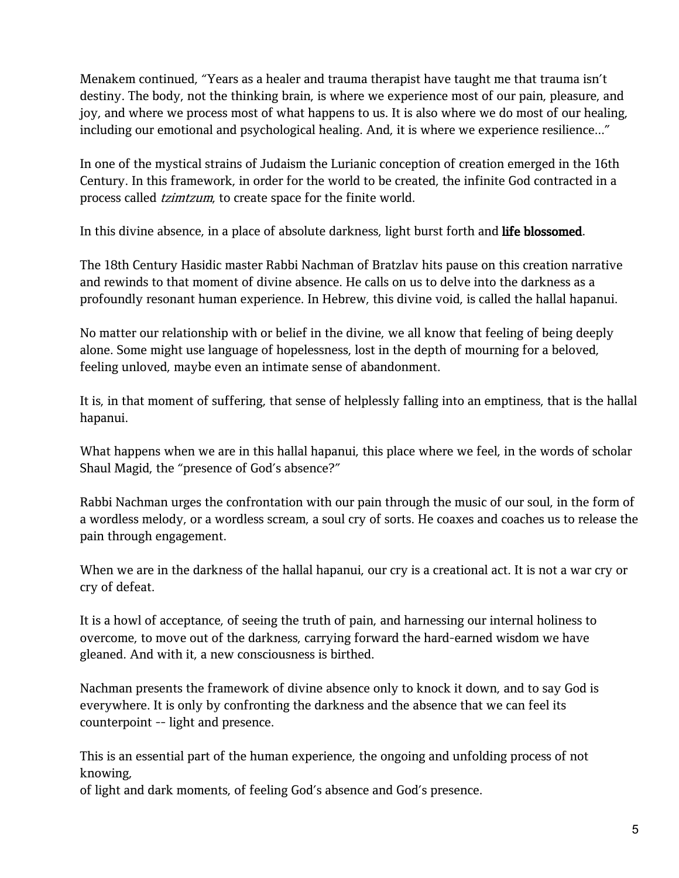Menakem continued, "Years as a healer and trauma therapist have taught me that trauma isn't destiny. The body, not the thinking brain, is where we experience most of our pain, pleasure, and joy, and where we process most of what happens to us. It is also where we do most of our healing, including our emotional and psychological healing. And, it is where we experience resilience..."

In one of the mystical strains of Judaism the Lurianic conception of creation emerged in the 16th Century. In this framework, in order for the world to be created, the infinite God contracted in a process called *tzimtzum*, to create space for the finite world.

In this divine absence, in a place of absolute darkness, light burst forth and **life blossomed**.

The 18th Century Hasidic master Rabbi Nachman of Bratzlav hits pause on this creation narrative and rewinds to that moment of divine absence. He calls on us to delve into the darkness as a profoundly resonant human experience. In Hebrew, this divine void, is called the hallal hapanui.

No matter our relationship with or belief in the divine, we all know that feeling of being deeply alone. Some might use language of hopelessness, lost in the depth of mourning for a beloved, feeling unloved, maybe even an intimate sense of abandonment.

It is, in that moment of suffering, that sense of helplessly falling into an emptiness, that is the hallal hapanui.

What happens when we are in this hallal hapanui, this place where we feel, in the words of scholar Shaul Magid, the "presence of God's absence?"

Rabbi Nachman urges the confrontation with our pain through the music of our soul, in the form of a wordless melody, or a wordless scream, a soul cry of sorts. He coaxes and coaches us to release the pain through engagement.

When we are in the darkness of the hallal hapanui, our cry is a creational act. It is not a war cry or cry of defeat.

It is a howl of acceptance, of seeing the truth of pain, and harnessing our internal holiness to overcome, to move out of the darkness, carrying forward the hard-earned wisdom we have gleaned. And with it, a new consciousness is birthed.

Nachman presents the framework of divine absence only to knock it down, and to say God is everywhere. It is only by confronting the darkness and the absence that we can feel its counterpoint -- light and presence.

This is an essential part of the human experience, the ongoing and unfolding process of not knowing,
of light and dark moments, of feeling God's absence and God's presence.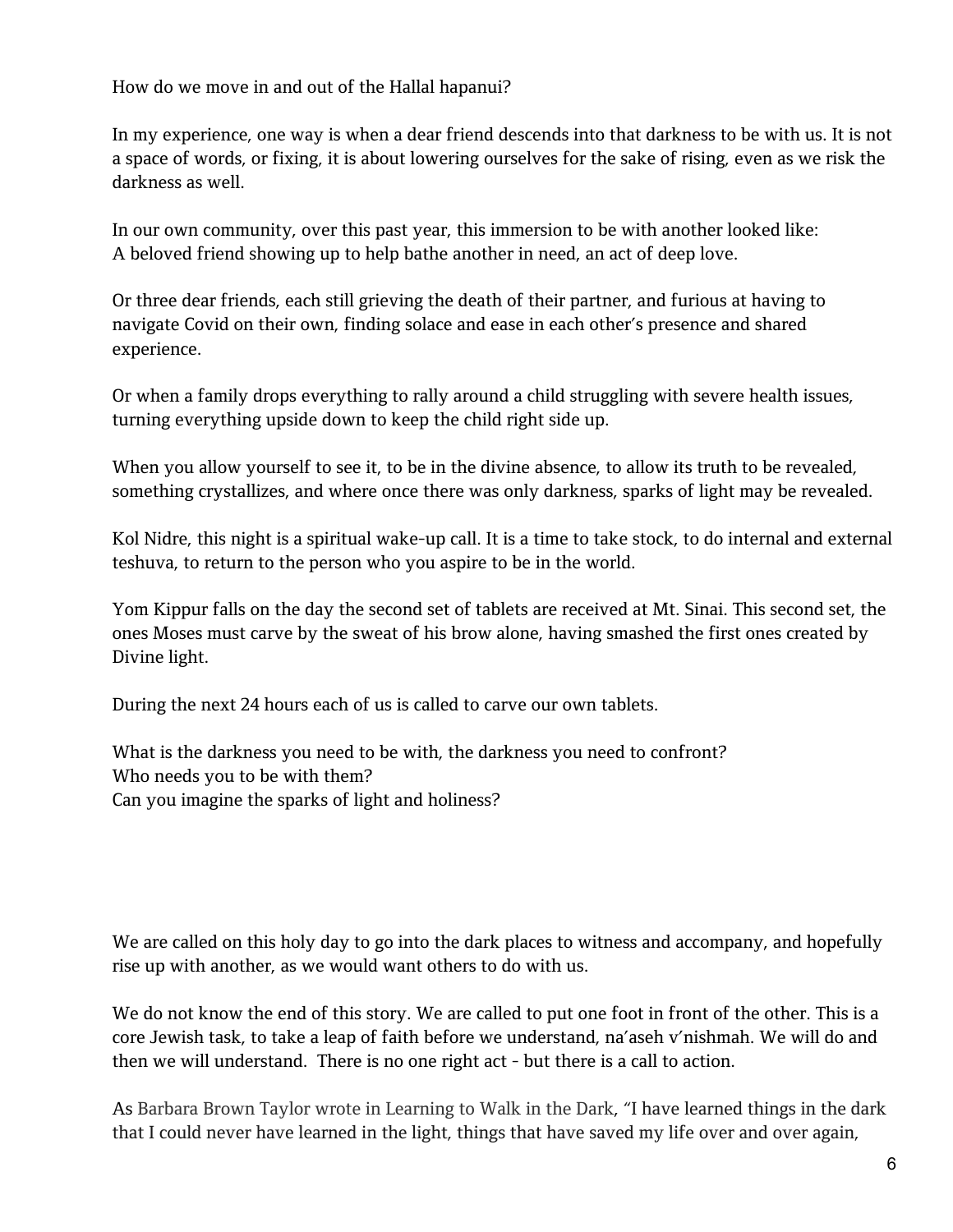How do we move in and out of the Hallal hapanui?

In my experience, one way is when a dear friend descends into that darkness to be with us. It is not a space of words, or fixing, it is about lowering ourselves for the sake of rising, even as we risk the darkness as well.

In our own community, over this past year, this immersion to be with another looked like:
A beloved friend showing up to help bathe another in need, an act of deep love.

Or three dear friends, each still grieving the death of their partner, and furious at having to navigate Covid on their own, finding solace and ease in each other's presence and shared experience.

Or when a family drops everything to rally around a child struggling with severe health issues, turning everything upside down to keep the child right side up.

When you allow yourself to see it, to be in the divine absence, to allow its truth to be revealed, something crystallizes, and where once there was only darkness, sparks of light may be revealed.

Kol Nidre, this night is a spiritual wake-up call. It is a time to take stock, to do internal and external teshuva, to return to the person who you aspire to be in the world.

Yom Kippur falls on the day the second set of tablets are received at Mt. Sinai. This second set, the ones Moses must carve by the sweat of his brow alone, having smashed the first ones created by Divine light.

During the next 24 hours each of us is called to carve our own tablets.

What is the darkness you need to be with, the darkness you need to confront?
Who needs you to be with them?
Can you imagine the sparks of light and holiness?

We are called on this holy day to go into the dark places to witness and accompany, and hopefully rise up with another, as we would want others to do with us.

We do not know the end of this story. We are called to put one foot in front of the other. This is a core Jewish task, to take a leap of faith before we understand, na'aseh v'nishmah. We will do and then we will understand. There is no one right act - but there is a call to action.

As Barbara Brown Taylor wrote in Learning to Walk in the Dark, "I have learned things in the dark that I could never have learned in the light, things that have saved my life over and over again,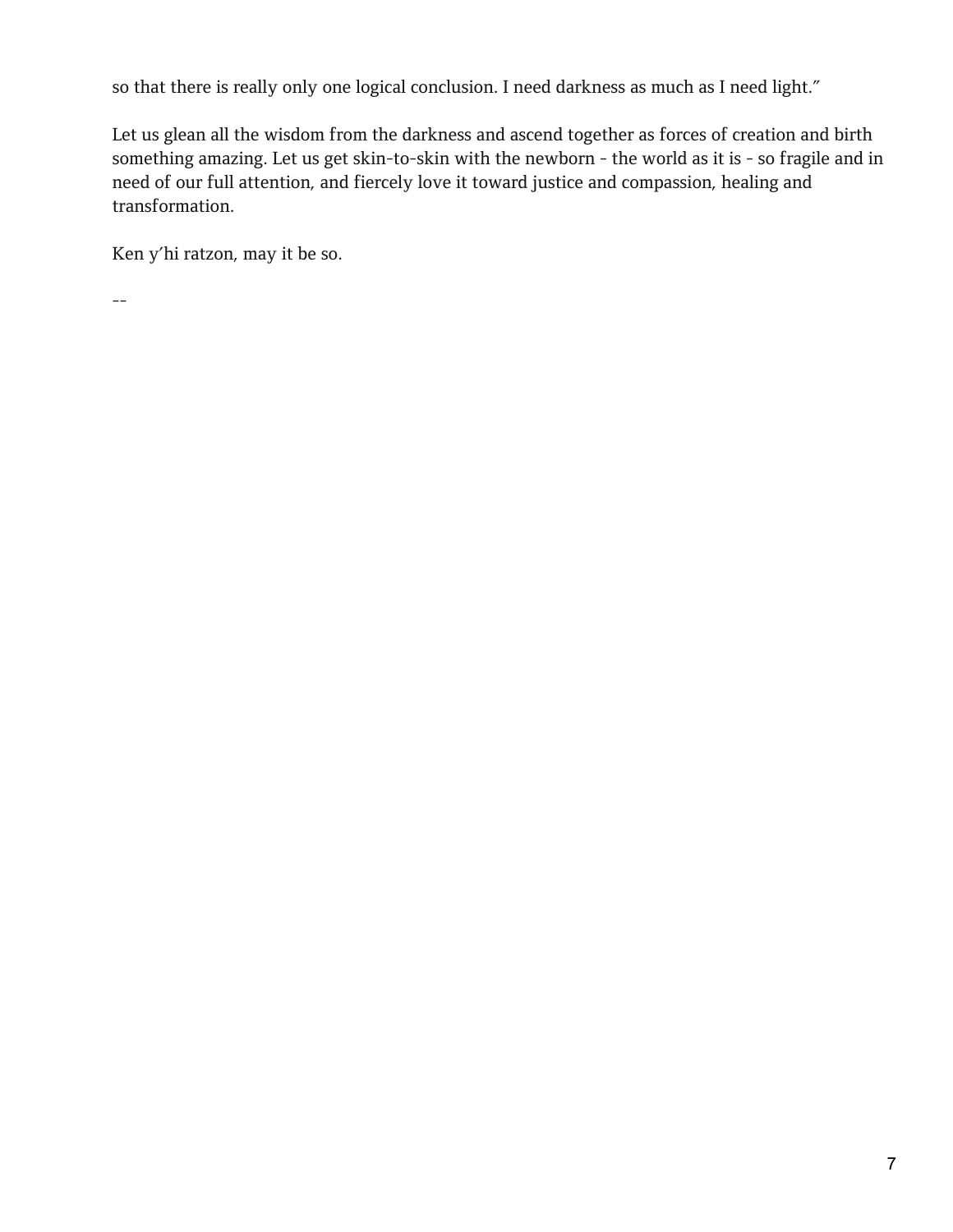so that there is really only one logical conclusion. I need darkness as much as I need light."

Let us glean all the wisdom from the darkness and ascend together as forces of creation and birth something amazing. Let us get skin-to-skin with the newborn - the world as it is - so fragile and in need of our full attention, and fiercely love it toward justice and compassion, healing and transformation.

Ken y'hi ratzon, may it be so.

--